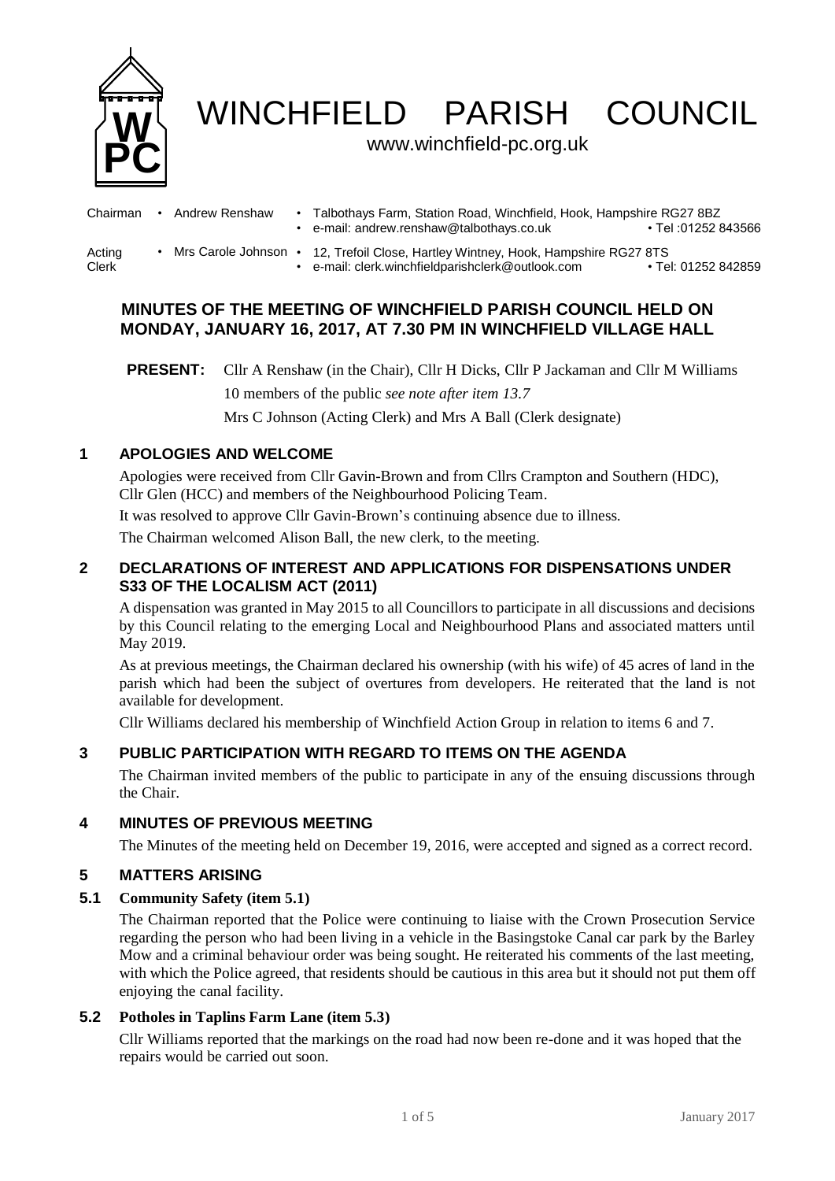# WINCHFIELD PARISH COUNCIL

www.winchfield-pc.org.uk

| | | |
|---|---|---|
| Chairman | Andrew Renshaw | Talbothays Farm, Station Road, Winchfield, Hook, Hampshire RG27 8BZ<br>e-mail: andrew.renshaw@talbothays.co.uk • Tel :01252 843566 |
| Acting Clerk | Mrs Carole Johnson | 12, Trefoil Close, Hartley Wintney, Hook, Hampshire RG27 8TS<br>e-mail: clerk.winchfieldparishclerk@outlook.com • Tel: 01252 842859 |

## MINUTES OF THE MEETING OF WINCHFIELD PARISH COUNCIL HELD ON MONDAY, JANUARY 16, 2017, AT 7.30 PM IN WINCHFIELD VILLAGE HALL

**PRESENT:** Cllr A Renshaw (in the Chair), Cllr H Dicks, Cllr P Jackaman and Cllr M Williams

10 members of the public *see note after item 13.7*

Mrs C Johnson (Acting Clerk) and Mrs A Ball (Clerk designate)

### 1 APOLOGIES AND WELCOME

Apologies were received from Cllr Gavin-Brown and from Cllrs Crampton and Southern (HDC), Cllr Glen (HCC) and members of the Neighbourhood Policing Team.

It was resolved to approve Cllr Gavin-Brown's continuing absence due to illness.

The Chairman welcomed Alison Ball, the new clerk, to the meeting.

### 2 DECLARATIONS OF INTEREST AND APPLICATIONS FOR DISPENSATIONS UNDER S33 OF THE LOCALISM ACT (2011)

A dispensation was granted in May 2015 to all Councillors to participate in all discussions and decisions by this Council relating to the emerging Local and Neighbourhood Plans and associated matters until May 2019.

As at previous meetings, the Chairman declared his ownership (with his wife) of 45 acres of land in the parish which had been the subject of overtures from developers. He reiterated that the land is not available for development.

Cllr Williams declared his membership of Winchfield Action Group in relation to items 6 and 7.

### 3 PUBLIC PARTICIPATION WITH REGARD TO ITEMS ON THE AGENDA

The Chairman invited members of the public to participate in any of the ensuing discussions through the Chair.

### 4 MINUTES OF PREVIOUS MEETING

The Minutes of the meeting held on December 19, 2016, were accepted and signed as a correct record.

### 5 MATTERS ARISING

#### 5.1 Community Safety (item 5.1)

The Chairman reported that the Police were continuing to liaise with the Crown Prosecution Service regarding the person who had been living in a vehicle in the Basingstoke Canal car park by the Barley Mow and a criminal behaviour order was being sought. He reiterated his comments of the last meeting, with which the Police agreed, that residents should be cautious in this area but it should not put them off enjoying the canal facility.

#### 5.2 Potholes in Taplins Farm Lane (item 5.3)

Cllr Williams reported that the markings on the road had now been re-done and it was hoped that the repairs would be carried out soon.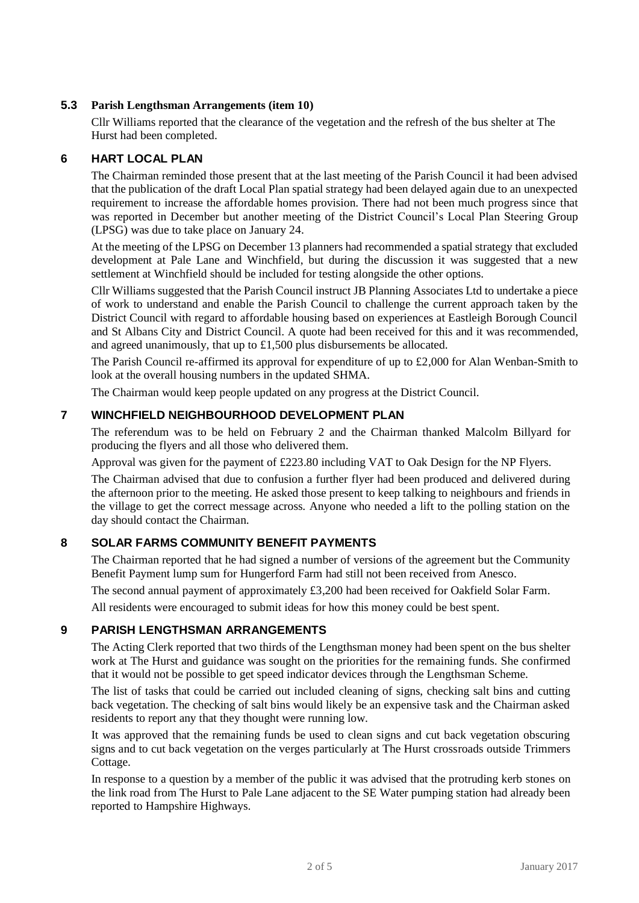### 5.3 Parish Lengthsman Arrangements (item 10)

Cllr Williams reported that the clearance of the vegetation and the refresh of the bus shelter at The Hurst had been completed.

## 6 HART LOCAL PLAN

The Chairman reminded those present that at the last meeting of the Parish Council it had been advised that the publication of the draft Local Plan spatial strategy had been delayed again due to an unexpected requirement to increase the affordable homes provision. There had not been much progress since that was reported in December but another meeting of the District Council's Local Plan Steering Group (LPSG) was due to take place on January 24.

At the meeting of the LPSG on December 13 planners had recommended a spatial strategy that excluded development at Pale Lane and Winchfield, but during the discussion it was suggested that a new settlement at Winchfield should be included for testing alongside the other options.

Cllr Williams suggested that the Parish Council instruct JB Planning Associates Ltd to undertake a piece of work to understand and enable the Parish Council to challenge the current approach taken by the District Council with regard to affordable housing based on experiences at Eastleigh Borough Council and St Albans City and District Council. A quote had been received for this and it was recommended, and agreed unanimously, that up to £1,500 plus disbursements be allocated.

The Parish Council re-affirmed its approval for expenditure of up to £2,000 for Alan Wenban-Smith to look at the overall housing numbers in the updated SHMA.

The Chairman would keep people updated on any progress at the District Council.

## 7 WINCHFIELD NEIGHBOURHOOD DEVELOPMENT PLAN

The referendum was to be held on February 2 and the Chairman thanked Malcolm Billyard for producing the flyers and all those who delivered them.

Approval was given for the payment of £223.80 including VAT to Oak Design for the NP Flyers.

The Chairman advised that due to confusion a further flyer had been produced and delivered during the afternoon prior to the meeting. He asked those present to keep talking to neighbours and friends in the village to get the correct message across. Anyone who needed a lift to the polling station on the day should contact the Chairman.

## 8 SOLAR FARMS COMMUNITY BENEFIT PAYMENTS

The Chairman reported that he had signed a number of versions of the agreement but the Community Benefit Payment lump sum for Hungerford Farm had still not been received from Anesco.

The second annual payment of approximately £3,200 had been received for Oakfield Solar Farm.

All residents were encouraged to submit ideas for how this money could be best spent.

## 9 PARISH LENGTHSMAN ARRANGEMENTS

The Acting Clerk reported that two thirds of the Lengthsman money had been spent on the bus shelter work at The Hurst and guidance was sought on the priorities for the remaining funds. She confirmed that it would not be possible to get speed indicator devices through the Lengthsman Scheme.

The list of tasks that could be carried out included cleaning of signs, checking salt bins and cutting back vegetation. The checking of salt bins would likely be an expensive task and the Chairman asked residents to report any that they thought were running low.

It was approved that the remaining funds be used to clean signs and cut back vegetation obscuring signs and to cut back vegetation on the verges particularly at The Hurst crossroads outside Trimmers Cottage.

In response to a question by a member of the public it was advised that the protruding kerb stones on the link road from The Hurst to Pale Lane adjacent to the SE Water pumping station had already been reported to Hampshire Highways.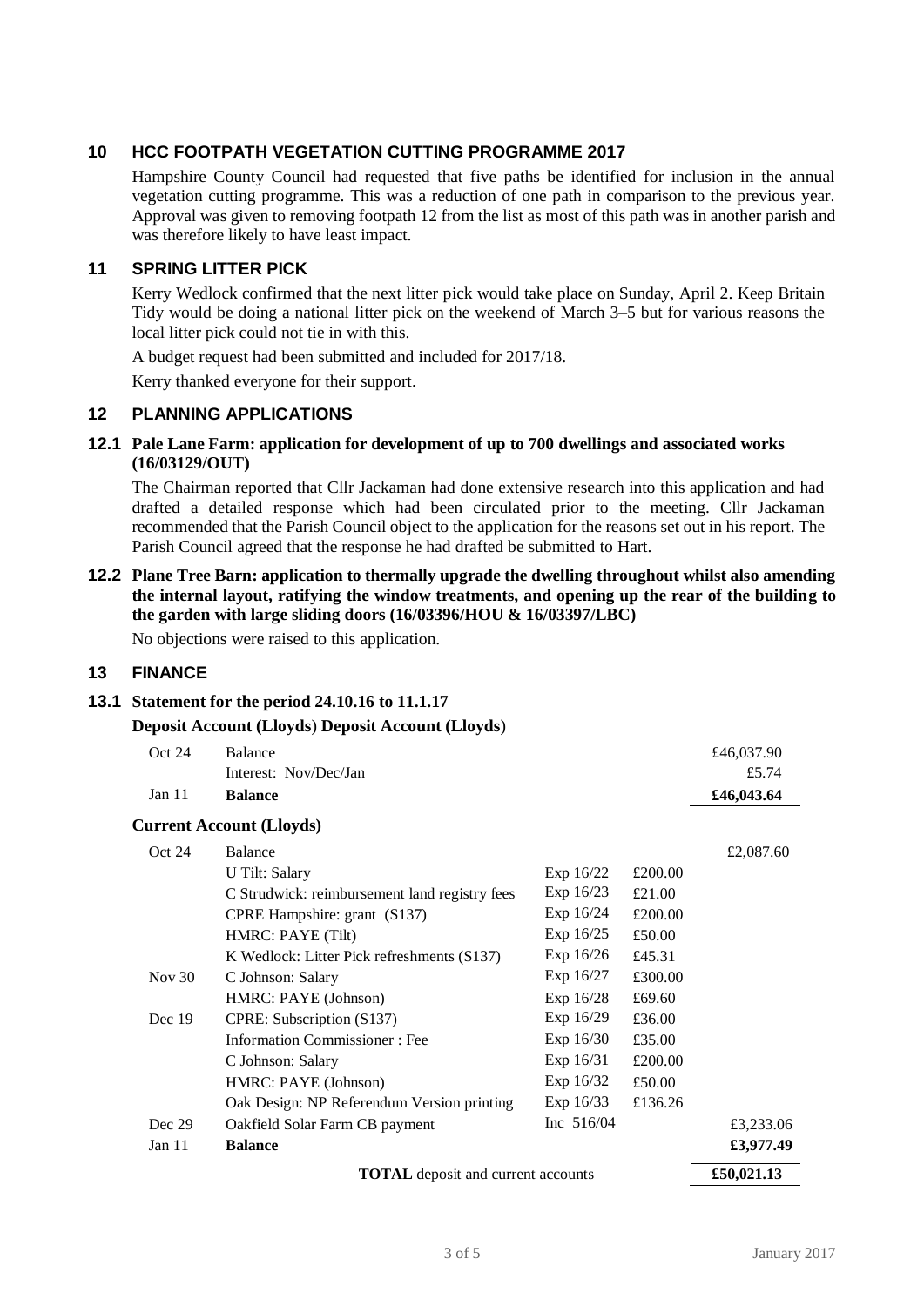## 10 HCC FOOTPATH VEGETATION CUTTING PROGRAMME 2017

Hampshire County Council had requested that five paths be identified for inclusion in the annual vegetation cutting programme. This was a reduction of one path in comparison to the previous year. Approval was given to removing footpath 12 from the list as most of this path was in another parish and was therefore likely to have least impact.

## 11 SPRING LITTER PICK

Kerry Wedlock confirmed that the next litter pick would take place on Sunday, April 2. Keep Britain Tidy would be doing a national litter pick on the weekend of March 3–5 but for various reasons the local litter pick could not tie in with this.

A budget request had been submitted and included for 2017/18.

Kerry thanked everyone for their support.

## 12 PLANNING APPLICATIONS

### 12.1 Pale Lane Farm: application for development of up to 700 dwellings and associated works (16/03129/OUT)

The Chairman reported that Cllr Jackaman had done extensive research into this application and had drafted a detailed response which had been circulated prior to the meeting. Cllr Jackaman recommended that the Parish Council object to the application for the reasons set out in his report. The Parish Council agreed that the response he had drafted be submitted to Hart.

### 12.2 Plane Tree Barn: application to thermally upgrade the dwelling throughout whilst also amending the internal layout, ratifying the window treatments, and opening up the rear of the building to the garden with large sliding doors (16/03396/HOU & 16/03397/LBC)

No objections were raised to this application.

## 13 FINANCE

### 13.1 Statement for the period 24.10.16 to 11.1.17

**Deposit Account (Lloyds) Deposit Account (Lloyds)**

| | | | | |
|---|---|---|---|---|
| Oct 24 | Balance | | | £46,037.90 |
| | Interest: Nov/Dec/Jan | | | £5.74 |
| Jan 11 | **Balance** | | | **£46,043.64** |

**Current Account (Lloyds)**

| | | | | |
|---|---|---|---|---|
| Oct 24 | Balance | | | £2,087.60 |
| | U Tilt: Salary | Exp 16/22 | £200.00 | |
| | C Strudwick: reimbursement land registry fees | Exp 16/23 | £21.00 | |
| | CPRE Hampshire: grant (S137) | Exp 16/24 | £200.00 | |
| | HMRC: PAYE (Tilt) | Exp 16/25 | £50.00 | |
| | K Wedlock: Litter Pick refreshments (S137) | Exp 16/26 | £45.31 | |
| Nov 30 | C Johnson: Salary | Exp 16/27 | £300.00 | |
| | HMRC: PAYE (Johnson) | Exp 16/28 | £69.60 | |
| Dec 19 | CPRE: Subscription (S137) | Exp 16/29 | £36.00 | |
| | Information Commissioner : Fee | Exp 16/30 | £35.00 | |
| | C Johnson: Salary | Exp 16/31 | £200.00 | |
| | HMRC: PAYE (Johnson) | Exp 16/32 | £50.00 | |
| | Oak Design: NP Referendum Version printing | Exp 16/33 | £136.26 | |
| Dec 29 | Oakfield Solar Farm CB payment | Inc 516/04 | | £3,233.06 |
| Jan 11 | **Balance** | | | **£3,977.49** |
| | **TOTAL** deposit and current accounts | | | **£50,021.13** |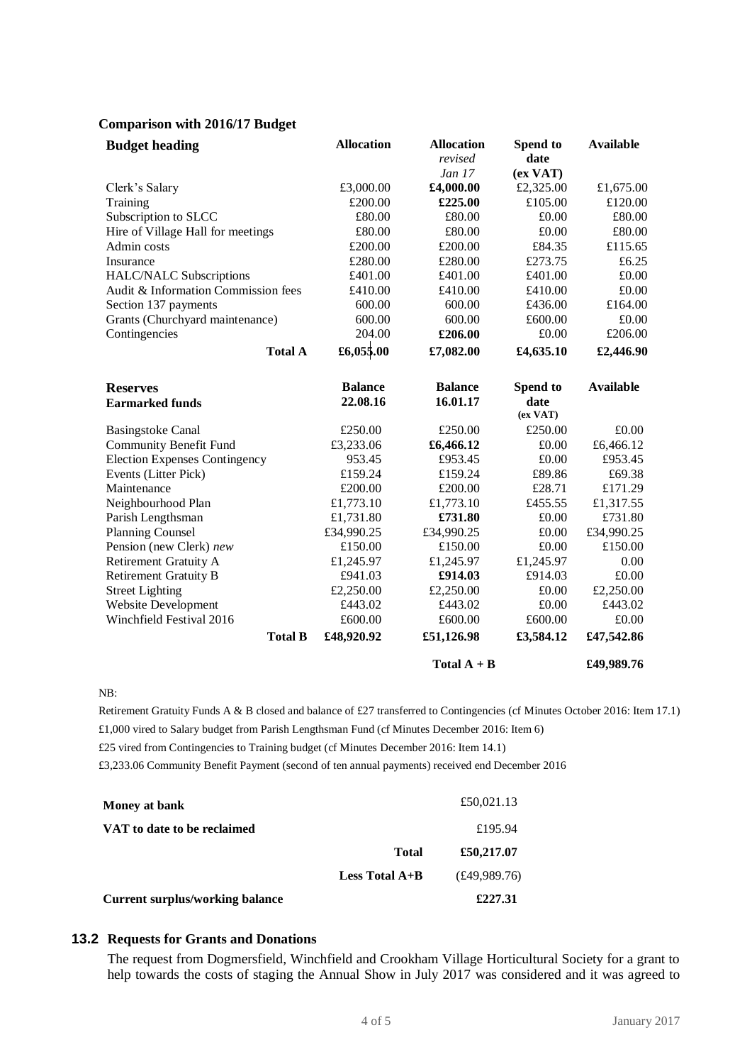**Comparison with 2016/17 Budget**

| Budget heading | Allocation | Allocation *revised Jan 17* | Spend to date (ex VAT) | Available |
|---|---|---|---|---|
| Clerk's Salary | £3,000.00 | **£4,000.00** | £2,325.00 | £1,675.00 |
| Training | £200.00 | **£225.00** | £105.00 | £120.00 |
| Subscription to SLCC | £80.00 | £80.00 | £0.00 | £80.00 |
| Hire of Village Hall for meetings | £80.00 | £80.00 | £0.00 | £80.00 |
| Admin costs | £200.00 | £200.00 | £84.35 | £115.65 |
| Insurance | £280.00 | £280.00 | £273.75 | £6.25 |
| HALC/NALC Subscriptions | £401.00 | £401.00 | £401.00 | £0.00 |
| Audit & Information Commission fees | £410.00 | £410.00 | £410.00 | £0.00 |
| Section 137 payments | 600.00 | 600.00 | £436.00 | £164.00 |
| Grants (Churchyard maintenance) | 600.00 | 600.00 | £600.00 | £0.00 |
| Contingencies | 204.00 | **£206.00** | £0.00 | £206.00 |
| **Total A** | **£6,055.00** | **£7,082.00** | **£4,635.10** | **£2,446.90** |

| **Reserves** **Earmarked funds** | Balance 22.08.16 | Balance 16.01.17 | Spend to date (ex VAT) | Available |
|---|---|---|---|---|
| Basingstoke Canal | £250.00 | £250.00 | £250.00 | £0.00 |
| Community Benefit Fund | £3,233.06 | **£6,466.12** | £0.00 | £6,466.12 |
| Election Expenses Contingency | 953.45 | £953.45 | £0.00 | £953.45 |
| Events (Litter Pick) | £159.24 | £159.24 | £89.86 | £69.38 |
| Maintenance | £200.00 | £200.00 | £28.71 | £171.29 |
| Neighbourhood Plan | £1,773.10 | £1,773.10 | £455.55 | £1,317.55 |
| Parish Lengthsman | £1,731.80 | **£731.80** | £0.00 | £731.80 |
| Planning Counsel | £34,990.25 | £34,990.25 | £0.00 | £34,990.25 |
| Pension (new Clerk) *new* | £150.00 | £150.00 | £0.00 | £150.00 |
| Retirement Gratuity A | £1,245.97 | £1,245.97 | £1,245.97 | 0.00 |
| Retirement Gratuity B | £941.03 | **£914.03** | £914.03 | £0.00 |
| Street Lighting | £2,250.00 | £2,250.00 | £0.00 | £2,250.00 |
| Website Development | £443.02 | £443.02 | £0.00 | £443.02 |
| Winchfield Festival 2016 | £600.00 | £600.00 | £600.00 | £0.00 |
| **Total B** | **£48,920.92** | **£51,126.98** | **£3,584.12** | **£47,542.86** |
| | | **Total A + B** | | **£49,989.76** |

NB:

Retirement Gratuity Funds A & B closed and balance of £27 transferred to Contingencies (cf Minutes October 2016: Item 17.1)

£1,000 vired to Salary budget from Parish Lengthsman Fund (cf Minutes December 2016: Item 6)

£25 vired from Contingencies to Training budget (cf Minutes December 2016: Item 14.1)

£3,233.06 Community Benefit Payment (second of ten annual payments) received end December 2016

| | | |
|---|---|---|
| **Money at bank** | | £50,021.13 |
| **VAT to date to be reclaimed** | | £195.94 |
| | **Total** | **£50,217.07** |
| | **Less Total A+B** | (£49,989.76) |
| **Current surplus/working balance** | | **£227.31** |

### 13.2 Requests for Grants and Donations

The request from Dogmersfield, Winchfield and Crookham Village Horticultural Society for a grant to help towards the costs of staging the Annual Show in July 2017 was considered and it was agreed to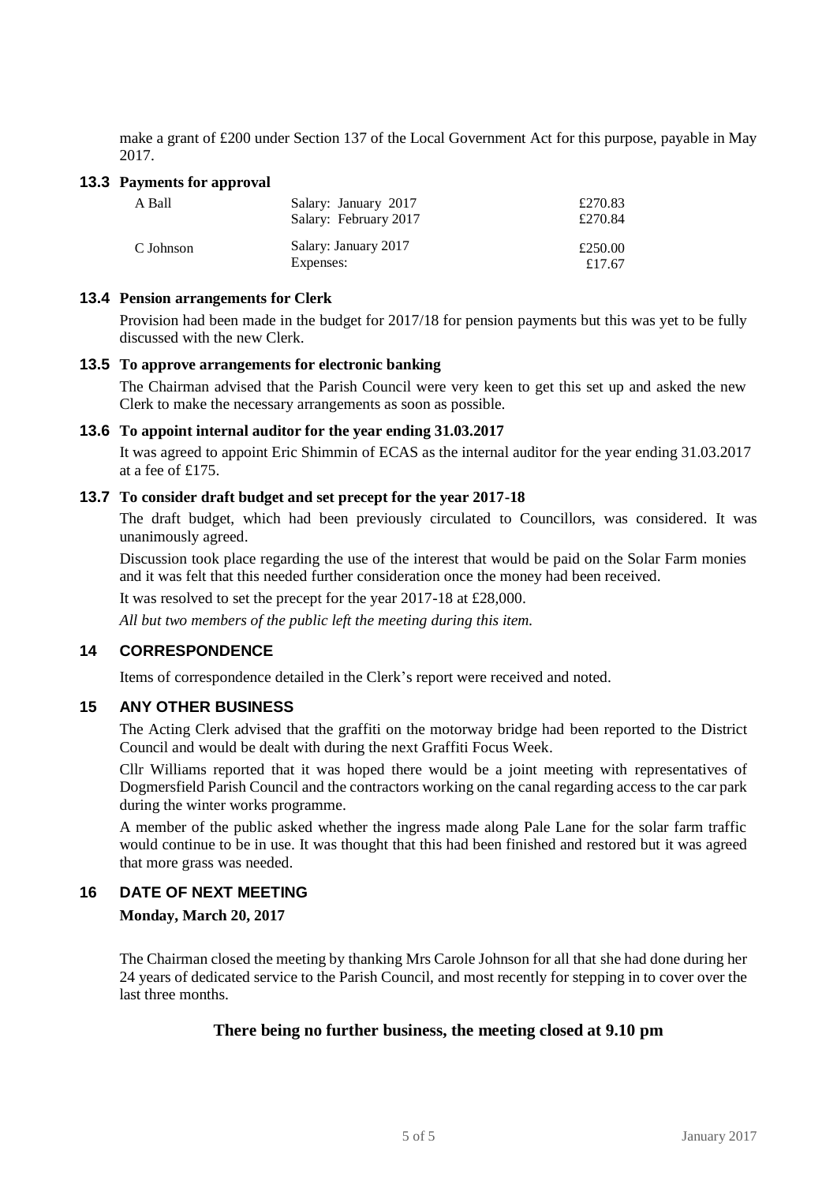make a grant of £200 under Section 137 of the Local Government Act for this purpose, payable in May 2017.

### 13.3 Payments for approval

| | | |
|---|---|---|
| A Ball | Salary: January 2017 | £270.83 |
| | Salary: February 2017 | £270.84 |
| C Johnson | Salary: January 2017 | £250.00 |
| | Expenses: | £17.67 |

### 13.4 Pension arrangements for Clerk

Provision had been made in the budget for 2017/18 for pension payments but this was yet to be fully discussed with the new Clerk.

### 13.5 To approve arrangements for electronic banking

The Chairman advised that the Parish Council were very keen to get this set up and asked the new Clerk to make the necessary arrangements as soon as possible.

### 13.6 To appoint internal auditor for the year ending 31.03.2017

It was agreed to appoint Eric Shimmin of ECAS as the internal auditor for the year ending 31.03.2017 at a fee of £175.

### 13.7 To consider draft budget and set precept for the year 2017-18

The draft budget, which had been previously circulated to Councillors, was considered. It was unanimously agreed.

Discussion took place regarding the use of the interest that would be paid on the Solar Farm monies and it was felt that this needed further consideration once the money had been received.

It was resolved to set the precept for the year 2017-18 at £28,000.

*All but two members of the public left the meeting during this item.*

## 14 CORRESPONDENCE

Items of correspondence detailed in the Clerk's report were received and noted.

## 15 ANY OTHER BUSINESS

The Acting Clerk advised that the graffiti on the motorway bridge had been reported to the District Council and would be dealt with during the next Graffiti Focus Week.

Cllr Williams reported that it was hoped there would be a joint meeting with representatives of Dogmersfield Parish Council and the contractors working on the canal regarding access to the car park during the winter works programme.

A member of the public asked whether the ingress made along Pale Lane for the solar farm traffic would continue to be in use. It was thought that this had been finished and restored but it was agreed that more grass was needed.

## 16 DATE OF NEXT MEETING

**Monday, March 20, 2017**

The Chairman closed the meeting by thanking Mrs Carole Johnson for all that she had done during her 24 years of dedicated service to the Parish Council, and most recently for stepping in to cover over the last three months.

**There being no further business, the meeting closed at 9.10 pm**